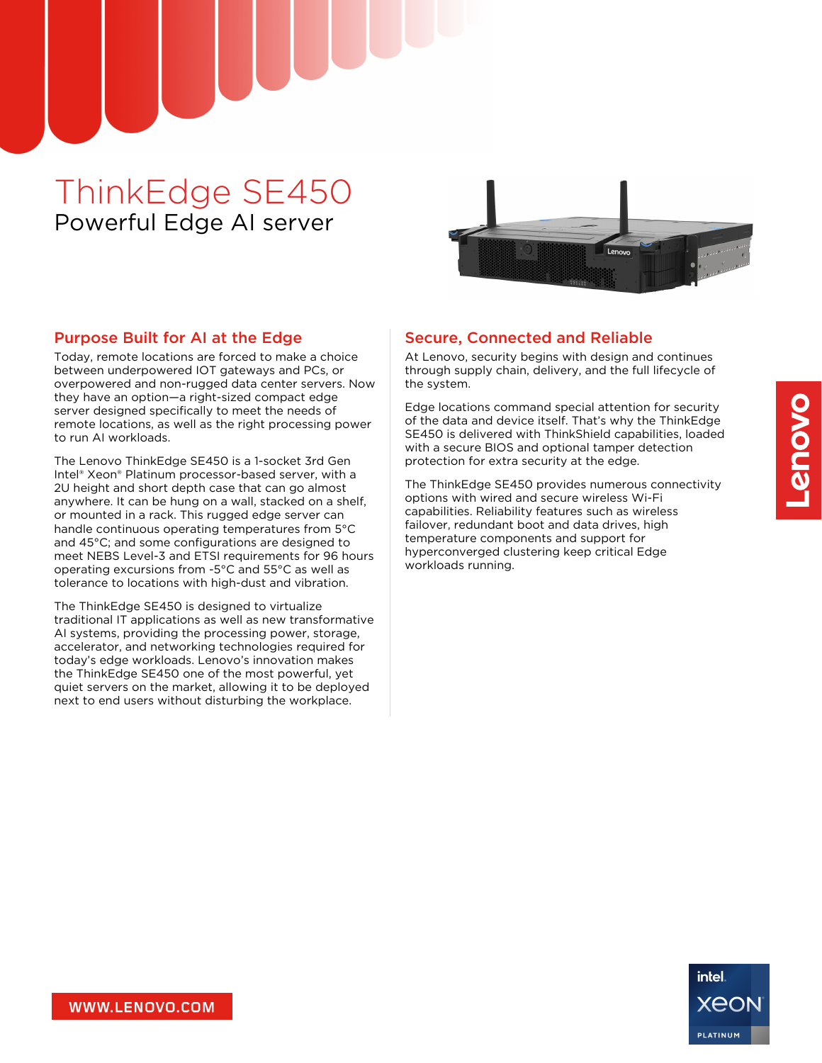# ThinkEdge SE450

Powerful Edge AI server

## Purpose Built for AI at the Edge

Today, remote locations are forced to make a choice between underpowered IOT gateways and PCs, or overpowered and non-rugged data center servers. Now they have an option—a right-sized compact edge server designed specifically to meet the needs of remote locations, as well as the right processing power to run AI workloads.

The Lenovo ThinkEdge SE450 is a 1-socket 3rd Gen Intel® Xeon® Platinum processor-based server, with a 2U height and short depth case that can go almost anywhere. It can be hung on a wall, stacked on a shelf, or mounted in a rack. This rugged edge server can handle continuous operating temperatures from 5°C and 45°C; and some configurations are designed to meet NEBS Level-3 and ETSI requirements for 96 hours operating excursions from -5°C and 55°C as well as tolerance to locations with high-dust and vibration.

The ThinkEdge SE450 is designed to virtualize traditional IT applications as well as new transformative AI systems, providing the processing power, storage, accelerator, and networking technologies required for today's edge workloads. Lenovo's innovation makes the ThinkEdge SE450 one of the most powerful, yet quiet servers on the market, allowing it to be deployed next to end users without disturbing the workplace.

## Secure, Connected and Reliable

At Lenovo, security begins with design and continues through supply chain, delivery, and the full lifecycle of the system.

Edge locations command special attention for security of the data and device itself. That's why the ThinkEdge SE450 is delivered with ThinkShield capabilities, loaded with a secure BIOS and optional tamper detection protection for extra security at the edge.

The ThinkEdge SE450 provides numerous connectivity options with wired and secure wireless Wi-Fi capabilities. Reliability features such as wireless failover, redundant boot and data drives, high temperature components and support for hyperconverged clustering keep critical Edge workloads running.

WWW.LENOVO.COM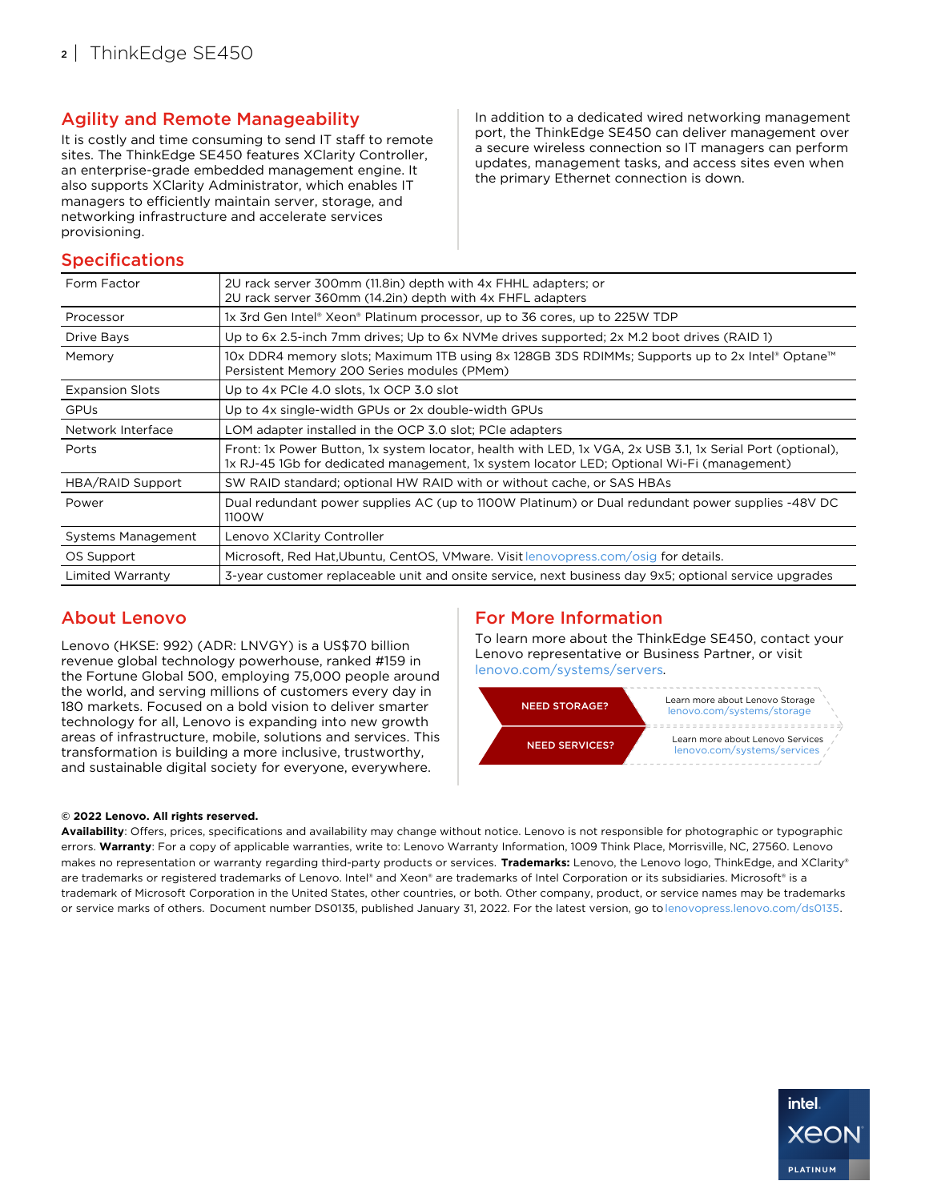## Agility and Remote Manageability

It is costly and time consuming to send IT staff to remote sites. The ThinkEdge SE450 features XClarity Controller, an enterprise-grade embedded management engine. It also supports XClarity Administrator, which enables IT managers to efficiently maintain server, storage, and networking infrastructure and accelerate services provisioning.

In addition to a dedicated wired networking management port, the ThinkEdge SE450 can deliver management over a secure wireless connection so IT managers can perform updates, management tasks, and access sites even when the primary Ethernet connection is down.

## Specifications

| | |
|---|---|
| Form Factor | 2U rack server 300mm (11.8in) depth with 4x FHHL adapters; or 2U rack server 360mm (14.2in) depth with 4x FHFL adapters |
| Processor | 1x 3rd Gen Intel® Xeon® Platinum processor, up to 36 cores, up to 225W TDP |
| Drive Bays | Up to 6x 2.5-inch 7mm drives; Up to 6x NVMe drives supported; 2x M.2 boot drives (RAID 1) |
| Memory | 10x DDR4 memory slots; Maximum 1TB using 8x 128GB 3DS RDIMMs; Supports up to 2x Intel® Optane™ Persistent Memory 200 Series modules (PMem) |
| Expansion Slots | Up to 4x PCIe 4.0 slots, 1x OCP 3.0 slot |
| GPUs | Up to 4x single-width GPUs or 2x double-width GPUs |
| Network Interface | LOM adapter installed in the OCP 3.0 slot; PCIe adapters |
| Ports | Front: 1x Power Button, 1x system locator, health with LED, 1x VGA, 2x USB 3.1, 1x Serial Port (optional), 1x RJ-45 1Gb for dedicated management, 1x system locator LED; Optional Wi-Fi (management) |
| HBA/RAID Support | SW RAID standard; optional HW RAID with or without cache, or SAS HBAs |
| Power | Dual redundant power supplies AC (up to 1100W Platinum) or Dual redundant power supplies -48V DC 1100W |
| Systems Management | Lenovo XClarity Controller |
| OS Support | Microsoft, Red Hat,Ubuntu, CentOS, VMware. Visit lenovopress.com/osig for details. |
| Limited Warranty | 3-year customer replaceable unit and onsite service, next business day 9x5; optional service upgrades |

## About Lenovo

Lenovo (HKSE: 992) (ADR: LNVGY) is a US$70 billion revenue global technology powerhouse, ranked #159 in the Fortune Global 500, employing 75,000 people around the world, and serving millions of customers every day in 180 markets. Focused on a bold vision to deliver smarter technology for all, Lenovo is expanding into new growth areas of infrastructure, mobile, solutions and services. This transformation is building a more inclusive, trustworthy, and sustainable digital society for everyone, everywhere.

## For More Information

To learn more about the ThinkEdge SE450, contact your Lenovo representative or Business Partner, or visit lenovo.com/systems/servers.

**NEED STORAGE?** Learn more about Lenovo Storage lenovo.com/systems/storage

**NEED SERVICES?** Learn more about Lenovo Services lenovo.com/systems/services

**© 2022 Lenovo. All rights reserved.**

**Availability**: Offers, prices, specifications and availability may change without notice. Lenovo is not responsible for photographic or typographic errors. **Warranty**: For a copy of applicable warranties, write to: Lenovo Warranty Information, 1009 Think Place, Morrisville, NC, 27560. Lenovo makes no representation or warranty regarding third-party products or services. **Trademarks:** Lenovo, the Lenovo logo, ThinkEdge, and XClarity® are trademarks or registered trademarks of Lenovo. Intel® and Xeon® are trademarks of Intel Corporation or its subsidiaries. Microsoft® is a trademark of Microsoft Corporation in the United States, other countries, or both. Other company, product, or service names may be trademarks or service marks of others. Document number DS0135, published January 31, 2022. For the latest version, go to lenovopress.lenovo.com/ds0135.

intel. XEON PLATINUM